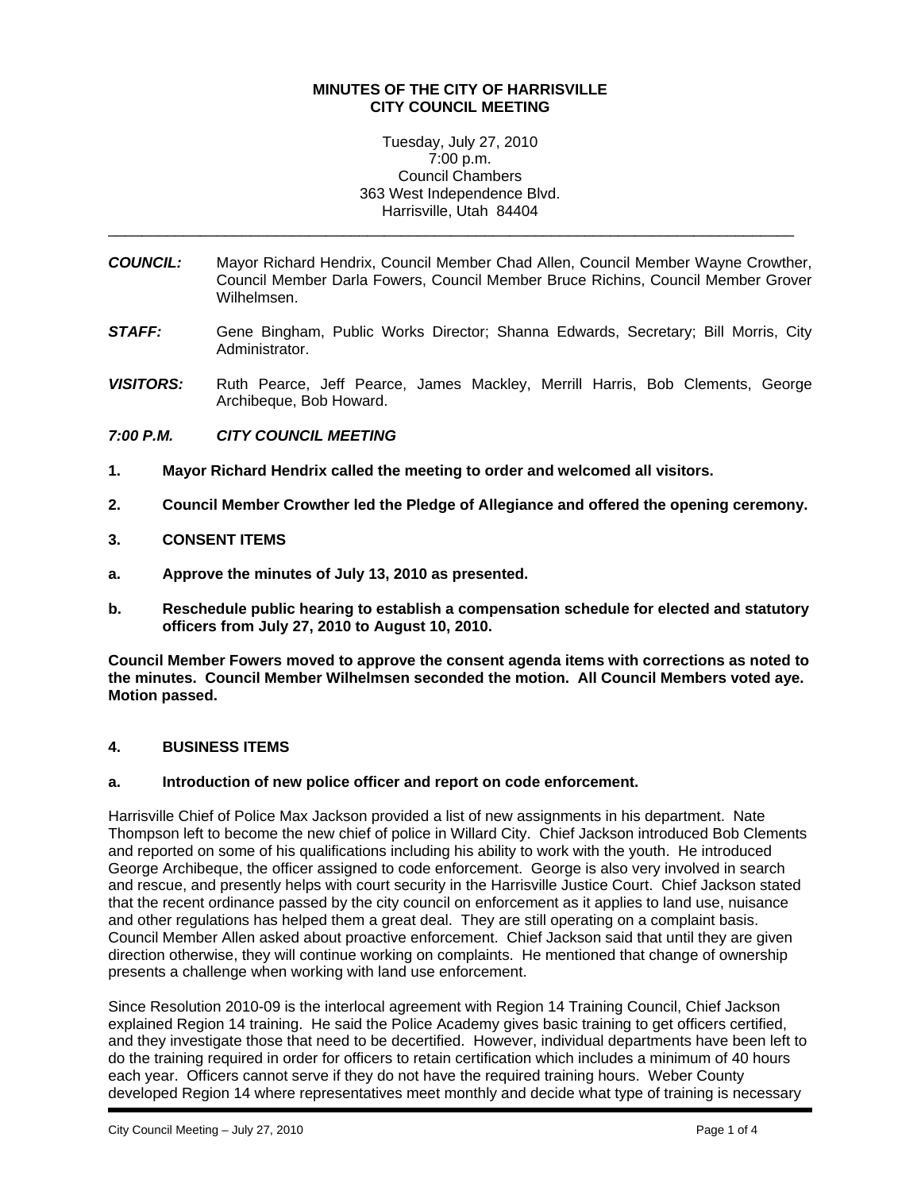**MINUTES OF THE CITY OF HARRISVILLE**
**CITY COUNCIL MEETING**

Tuesday, July 27, 2010
7:00 p.m.
Council Chambers
363 West Independence Blvd.
Harrisville, Utah 84404

---

***COUNCIL:*** Mayor Richard Hendrix, Council Member Chad Allen, Council Member Wayne Crowther, Council Member Darla Fowers, Council Member Bruce Richins, Council Member Grover Wilhelmsen.

***STAFF:*** Gene Bingham, Public Works Director; Shanna Edwards, Secretary; Bill Morris, City Administrator.

***VISITORS:*** Ruth Pearce, Jeff Pearce, James Mackley, Merrill Harris, Bob Clements, George Archibeque, Bob Howard.

***7:00 P.M. CITY COUNCIL MEETING***

**1. Mayor Richard Hendrix called the meeting to order and welcomed all visitors.**

**2. Council Member Crowther led the Pledge of Allegiance and offered the opening ceremony.**

**3. CONSENT ITEMS**

**a. Approve the minutes of July 13, 2010 as presented.**

**b. Reschedule public hearing to establish a compensation schedule for elected and statutory officers from July 27, 2010 to August 10, 2010.**

**Council Member Fowers moved to approve the consent agenda items with corrections as noted to the minutes. Council Member Wilhelmsen seconded the motion. All Council Members voted aye. Motion passed.**

**4. BUSINESS ITEMS**

**a. Introduction of new police officer and report on code enforcement.**

Harrisville Chief of Police Max Jackson provided a list of new assignments in his department. Nate Thompson left to become the new chief of police in Willard City. Chief Jackson introduced Bob Clements and reported on some of his qualifications including his ability to work with the youth. He introduced George Archibeque, the officer assigned to code enforcement. George is also very involved in search and rescue, and presently helps with court security in the Harrisville Justice Court. Chief Jackson stated that the recent ordinance passed by the city council on enforcement as it applies to land use, nuisance and other regulations has helped them a great deal. They are still operating on a complaint basis. Council Member Allen asked about proactive enforcement. Chief Jackson said that until they are given direction otherwise, they will continue working on complaints. He mentioned that change of ownership presents a challenge when working with land use enforcement.

Since Resolution 2010-09 is the interlocal agreement with Region 14 Training Council, Chief Jackson explained Region 14 training. He said the Police Academy gives basic training to get officers certified, and they investigate those that need to be decertified. However, individual departments have been left to do the training required in order for officers to retain certification which includes a minimum of 40 hours each year. Officers cannot serve if they do not have the required training hours. Weber County developed Region 14 where representatives meet monthly and decide what type of training is necessary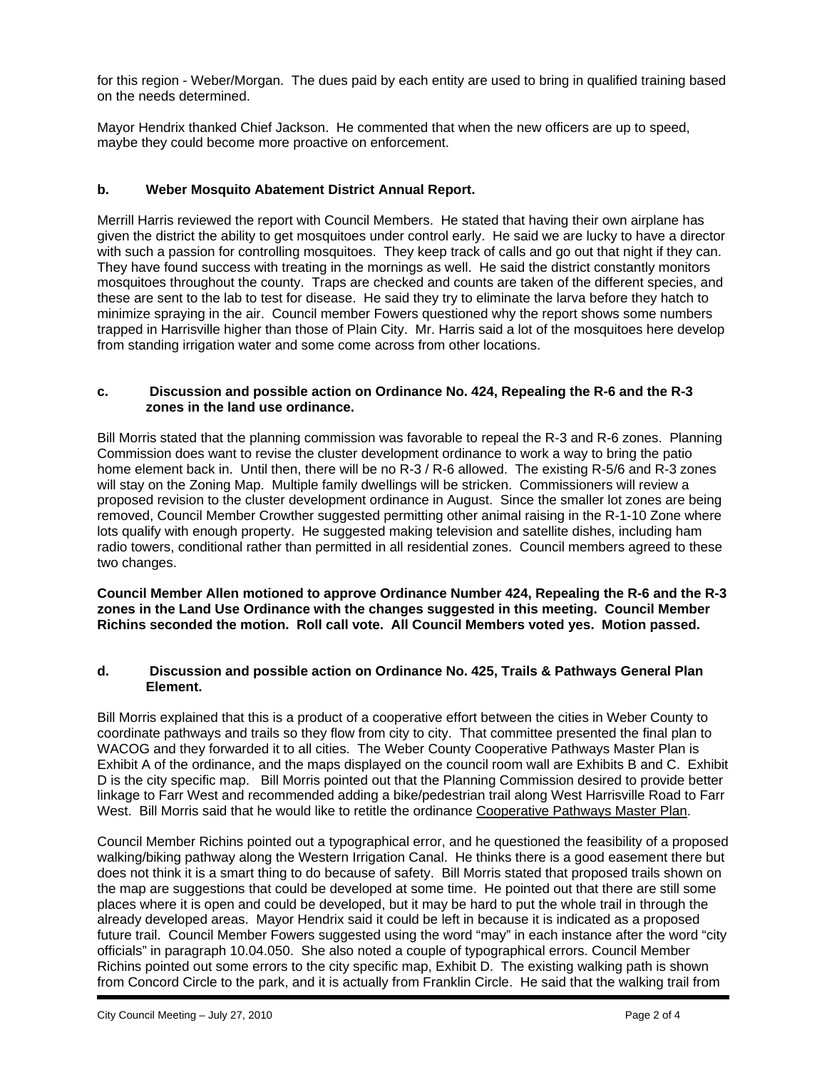for this region - Weber/Morgan. The dues paid by each entity are used to bring in qualified training based on the needs determined.

Mayor Hendrix thanked Chief Jackson. He commented that when the new officers are up to speed, maybe they could become more proactive on enforcement.

**b. Weber Mosquito Abatement District Annual Report.**

Merrill Harris reviewed the report with Council Members. He stated that having their own airplane has given the district the ability to get mosquitoes under control early. He said we are lucky to have a director with such a passion for controlling mosquitoes. They keep track of calls and go out that night if they can. They have found success with treating in the mornings as well. He said the district constantly monitors mosquitoes throughout the county. Traps are checked and counts are taken of the different species, and these are sent to the lab to test for disease. He said they try to eliminate the larva before they hatch to minimize spraying in the air. Council member Fowers questioned why the report shows some numbers trapped in Harrisville higher than those of Plain City. Mr. Harris said a lot of the mosquitoes here develop from standing irrigation water and some come across from other locations.

**c. Discussion and possible action on Ordinance No. 424, Repealing the R-6 and the R-3 zones in the land use ordinance.**

Bill Morris stated that the planning commission was favorable to repeal the R-3 and R-6 zones. Planning Commission does want to revise the cluster development ordinance to work a way to bring the patio home element back in. Until then, there will be no R-3 / R-6 allowed. The existing R-5/6 and R-3 zones will stay on the Zoning Map. Multiple family dwellings will be stricken. Commissioners will review a proposed revision to the cluster development ordinance in August. Since the smaller lot zones are being removed, Council Member Crowther suggested permitting other animal raising in the R-1-10 Zone where lots qualify with enough property. He suggested making television and satellite dishes, including ham radio towers, conditional rather than permitted in all residential zones. Council members agreed to these two changes.

**Council Member Allen motioned to approve Ordinance Number 424, Repealing the R-6 and the R-3 zones in the Land Use Ordinance with the changes suggested in this meeting. Council Member Richins seconded the motion. Roll call vote. All Council Members voted yes. Motion passed.**

**d. Discussion and possible action on Ordinance No. 425, Trails & Pathways General Plan Element.**

Bill Morris explained that this is a product of a cooperative effort between the cities in Weber County to coordinate pathways and trails so they flow from city to city. That committee presented the final plan to WACOG and they forwarded it to all cities. The Weber County Cooperative Pathways Master Plan is Exhibit A of the ordinance, and the maps displayed on the council room wall are Exhibits B and C. Exhibit D is the city specific map. Bill Morris pointed out that the Planning Commission desired to provide better linkage to Farr West and recommended adding a bike/pedestrian trail along West Harrisville Road to Farr West. Bill Morris said that he would like to retitle the ordinance <u>Cooperative Pathways Master Plan</u>.

Council Member Richins pointed out a typographical error, and he questioned the feasibility of a proposed walking/biking pathway along the Western Irrigation Canal. He thinks there is a good easement there but does not think it is a smart thing to do because of safety. Bill Morris stated that proposed trails shown on the map are suggestions that could be developed at some time. He pointed out that there are still some places where it is open and could be developed, but it may be hard to put the whole trail in through the already developed areas. Mayor Hendrix said it could be left in because it is indicated as a proposed future trail. Council Member Fowers suggested using the word "may" in each instance after the word "city officials" in paragraph 10.04.050. She also noted a couple of typographical errors. Council Member Richins pointed out some errors to the city specific map, Exhibit D. The existing walking path is shown from Concord Circle to the park, and it is actually from Franklin Circle. He said that the walking trail from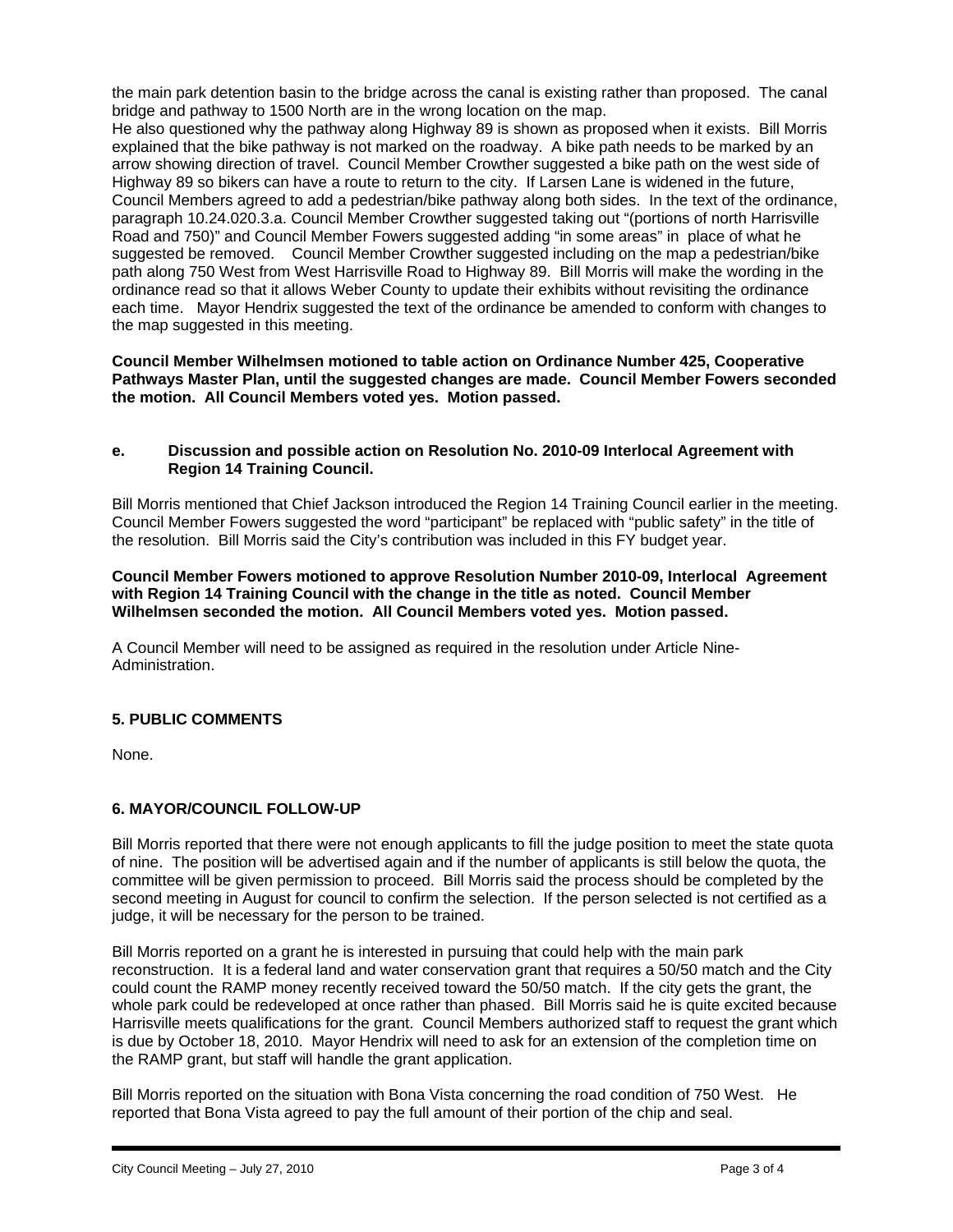the main park detention basin to the bridge across the canal is existing rather than proposed. The canal bridge and pathway to 1500 North are in the wrong location on the map.
He also questioned why the pathway along Highway 89 is shown as proposed when it exists. Bill Morris explained that the bike pathway is not marked on the roadway. A bike path needs to be marked by an arrow showing direction of travel. Council Member Crowther suggested a bike path on the west side of Highway 89 so bikers can have a route to return to the city. If Larsen Lane is widened in the future, Council Members agreed to add a pedestrian/bike pathway along both sides. In the text of the ordinance, paragraph 10.24.020.3.a. Council Member Crowther suggested taking out "(portions of north Harrisville Road and 750)" and Council Member Fowers suggested adding "in some areas" in place of what he suggested be removed. Council Member Crowther suggested including on the map a pedestrian/bike path along 750 West from West Harrisville Road to Highway 89. Bill Morris will make the wording in the ordinance read so that it allows Weber County to update their exhibits without revisiting the ordinance each time. Mayor Hendrix suggested the text of the ordinance be amended to conform with changes to the map suggested in this meeting.

**Council Member Wilhelmsen motioned to table action on Ordinance Number 425, Cooperative Pathways Master Plan, until the suggested changes are made. Council Member Fowers seconded the motion. All Council Members voted yes. Motion passed.**

**e. Discussion and possible action on Resolution No. 2010-09 Interlocal Agreement with Region 14 Training Council.**

Bill Morris mentioned that Chief Jackson introduced the Region 14 Training Council earlier in the meeting. Council Member Fowers suggested the word "participant" be replaced with "public safety" in the title of the resolution. Bill Morris said the City's contribution was included in this FY budget year.

**Council Member Fowers motioned to approve Resolution Number 2010-09, Interlocal Agreement with Region 14 Training Council with the change in the title as noted. Council Member Wilhelmsen seconded the motion. All Council Members voted yes. Motion passed.**

A Council Member will need to be assigned as required in the resolution under Article Nine-Administration.

## 5. PUBLIC COMMENTS

None.

## 6. MAYOR/COUNCIL FOLLOW-UP

Bill Morris reported that there were not enough applicants to fill the judge position to meet the state quota of nine. The position will be advertised again and if the number of applicants is still below the quota, the committee will be given permission to proceed. Bill Morris said the process should be completed by the second meeting in August for council to confirm the selection. If the person selected is not certified as a judge, it will be necessary for the person to be trained.

Bill Morris reported on a grant he is interested in pursuing that could help with the main park reconstruction. It is a federal land and water conservation grant that requires a 50/50 match and the City could count the RAMP money recently received toward the 50/50 match. If the city gets the grant, the whole park could be redeveloped at once rather than phased. Bill Morris said he is quite excited because Harrisville meets qualifications for the grant. Council Members authorized staff to request the grant which is due by October 18, 2010. Mayor Hendrix will need to ask for an extension of the completion time on the RAMP grant, but staff will handle the grant application.

Bill Morris reported on the situation with Bona Vista concerning the road condition of 750 West. He reported that Bona Vista agreed to pay the full amount of their portion of the chip and seal.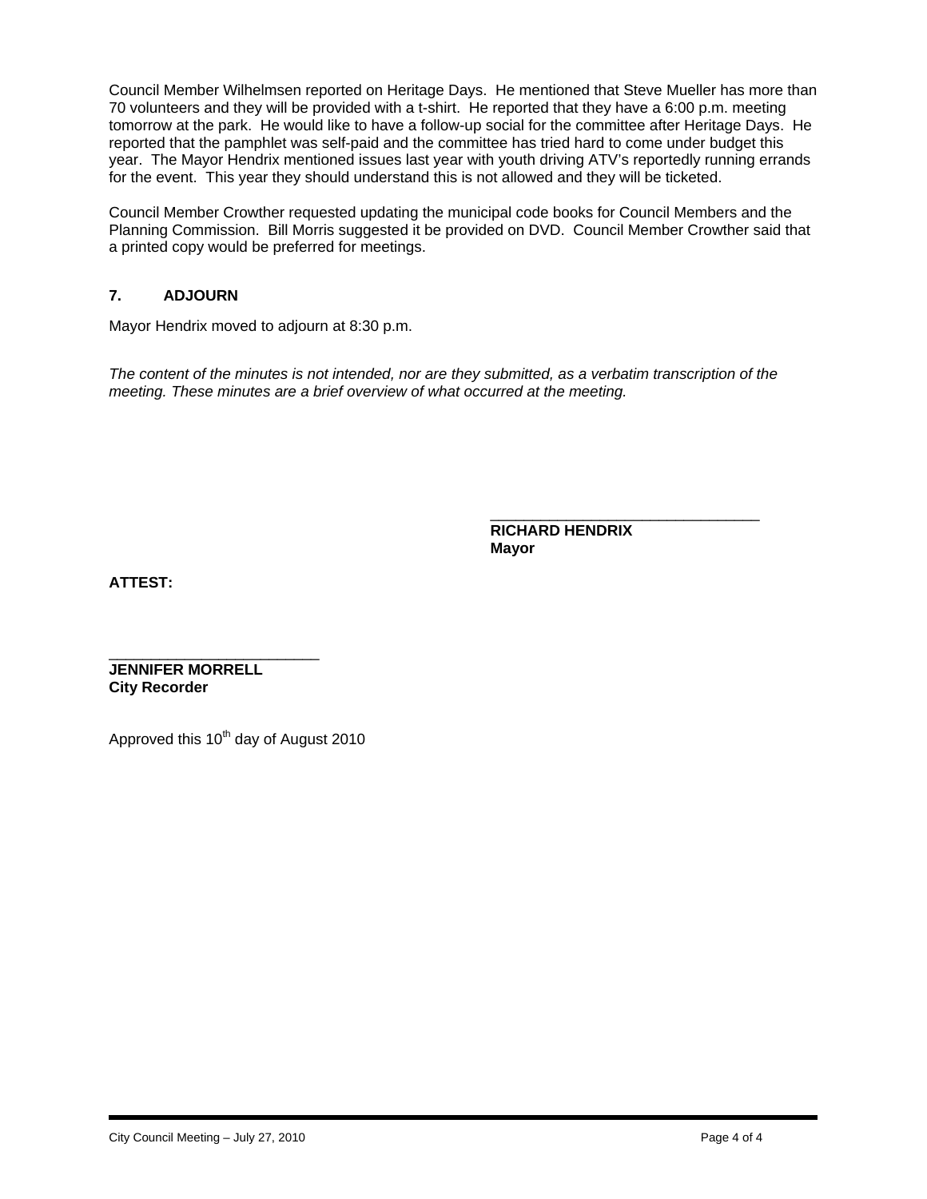Council Member Wilhelmsen reported on Heritage Days. He mentioned that Steve Mueller has more than 70 volunteers and they will be provided with a t-shirt. He reported that they have a 6:00 p.m. meeting tomorrow at the park. He would like to have a follow-up social for the committee after Heritage Days. He reported that the pamphlet was self-paid and the committee has tried hard to come under budget this year. The Mayor Hendrix mentioned issues last year with youth driving ATV's reportedly running errands for the event. This year they should understand this is not allowed and they will be ticketed.

Council Member Crowther requested updating the municipal code books for Council Members and the Planning Commission. Bill Morris suggested it be provided on DVD. Council Member Crowther said that a printed copy would be preferred for meetings.

### 7. ADJOURN

Mayor Hendrix moved to adjourn at 8:30 p.m.

*The content of the minutes is not intended, nor are they submitted, as a verbatim transcription of the meeting. These minutes are a brief overview of what occurred at the meeting.*

_________________________________
**RICHARD HENDRIX**
**Mayor**

**ATTEST:**

_________________________
**JENNIFER MORRELL**
**City Recorder**

Approved this 10th day of August 2010